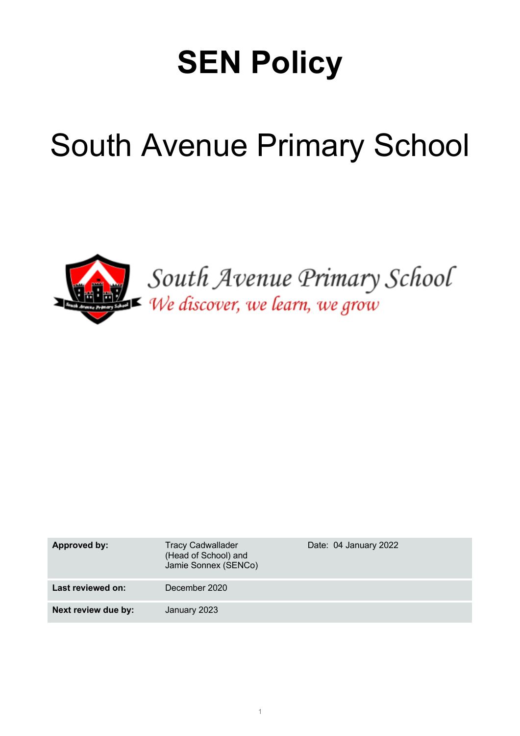# SEN Policy

# South Avenue Primary School

South Avenue Primary School

*We discover, we learn, we grow*

| | | |
|---|---|---|
| **Approved by:** | Tracy Cadwallader (Head of School) and Jamie Sonnex (SENCo) | Date: 04 January 2022 |
| **Last reviewed on:** | December 2020 | |
| **Next review due by:** | January 2023 | |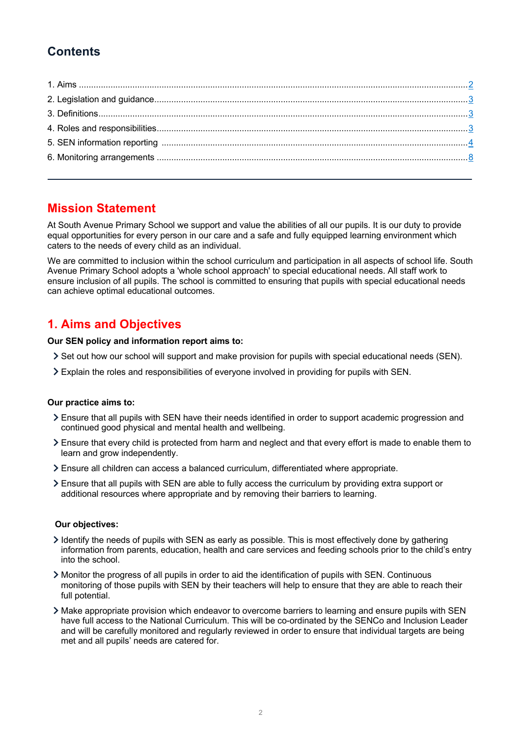## Contents

1. Aims ........................................................................................................................................................ 2
2. Legislation and guidance......................................................................................................................... 3
3. Definitions.................................................................................................................................................. 3
4. Roles and responsibilities.......................................................................................................................... 3
5. SEN information reporting ........................................................................................................................ 4
6. Monitoring arrangements .......................................................................................................................... 8

---

## Mission Statement

At South Avenue Primary School we support and value the abilities of all our pupils. It is our duty to provide equal opportunities for every person in our care and a safe and fully equipped learning environment which caters to the needs of every child as an individual.

We are committed to inclusion within the school curriculum and participation in all aspects of school life. South Avenue Primary School adopts a 'whole school approach' to special educational needs. All staff work to ensure inclusion of all pupils. The school is committed to ensuring that pupils with special educational needs can achieve optimal educational outcomes.

## 1. Aims and Objectives

**Our SEN policy and information report aims to:**

- Set out how our school will support and make provision for pupils with special educational needs (SEN).
- Explain the roles and responsibilities of everyone involved in providing for pupils with SEN.

**Our practice aims to:**

- Ensure that all pupils with SEN have their needs identified in order to support academic progression and continued good physical and mental health and wellbeing.
- Ensure that every child is protected from harm and neglect and that every effort is made to enable them to learn and grow independently.
- Ensure all children can access a balanced curriculum, differentiated where appropriate.
- Ensure that all pupils with SEN are able to fully access the curriculum by providing extra support or additional resources where appropriate and by removing their barriers to learning.

**Our objectives:**

- Identify the needs of pupils with SEN as early as possible. This is most effectively done by gathering information from parents, education, health and care services and feeding schools prior to the child's entry into the school.
- Monitor the progress of all pupils in order to aid the identification of pupils with SEN. Continuous monitoring of those pupils with SEN by their teachers will help to ensure that they are able to reach their full potential.
- Make appropriate provision which endeavor to overcome barriers to learning and ensure pupils with SEN have full access to the National Curriculum. This will be co-ordinated by the SENCo and Inclusion Leader and will be carefully monitored and regularly reviewed in order to ensure that individual targets are being met and all pupils' needs are catered for.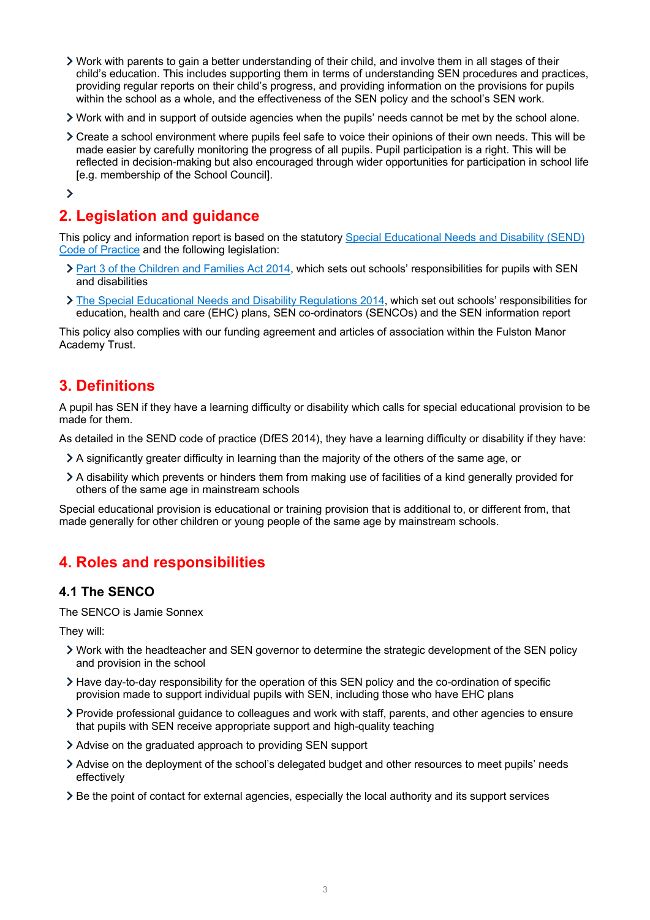- Work with parents to gain a better understanding of their child, and involve them in all stages of their child's education. This includes supporting them in terms of understanding SEN procedures and practices, providing regular reports on their child's progress, and providing information on the provisions for pupils within the school as a whole, and the effectiveness of the SEN policy and the school's SEN work.
- Work with and in support of outside agencies when the pupils' needs cannot be met by the school alone.
- Create a school environment where pupils feel safe to voice their opinions of their own needs. This will be made easier by carefully monitoring the progress of all pupils. Pupil participation is a right. This will be reflected in decision-making but also encouraged through wider opportunities for participation in school life [e.g. membership of the School Council].

## 2. Legislation and guidance

This policy and information report is based on the statutory Special Educational Needs and Disability (SEND) Code of Practice and the following legislation:

- Part 3 of the Children and Families Act 2014, which sets out schools' responsibilities for pupils with SEN and disabilities
- The Special Educational Needs and Disability Regulations 2014, which set out schools' responsibilities for education, health and care (EHC) plans, SEN co-ordinators (SENCOs) and the SEN information report

This policy also complies with our funding agreement and articles of association within the Fulston Manor Academy Trust.

## 3. Definitions

A pupil has SEN if they have a learning difficulty or disability which calls for special educational provision to be made for them.

As detailed in the SEND code of practice (DfES 2014), they have a learning difficulty or disability if they have:

- A significantly greater difficulty in learning than the majority of the others of the same age, or
- A disability which prevents or hinders them from making use of facilities of a kind generally provided for others of the same age in mainstream schools

Special educational provision is educational or training provision that is additional to, or different from, that made generally for other children or young people of the same age by mainstream schools.

## 4. Roles and responsibilities

### 4.1 The SENCO

The SENCO is Jamie Sonnex

They will:

- Work with the headteacher and SEN governor to determine the strategic development of the SEN policy and provision in the school
- Have day-to-day responsibility for the operation of this SEN policy and the co-ordination of specific provision made to support individual pupils with SEN, including those who have EHC plans
- Provide professional guidance to colleagues and work with staff, parents, and other agencies to ensure that pupils with SEN receive appropriate support and high-quality teaching
- Advise on the graduated approach to providing SEN support
- Advise on the deployment of the school's delegated budget and other resources to meet pupils' needs effectively
- Be the point of contact for external agencies, especially the local authority and its support services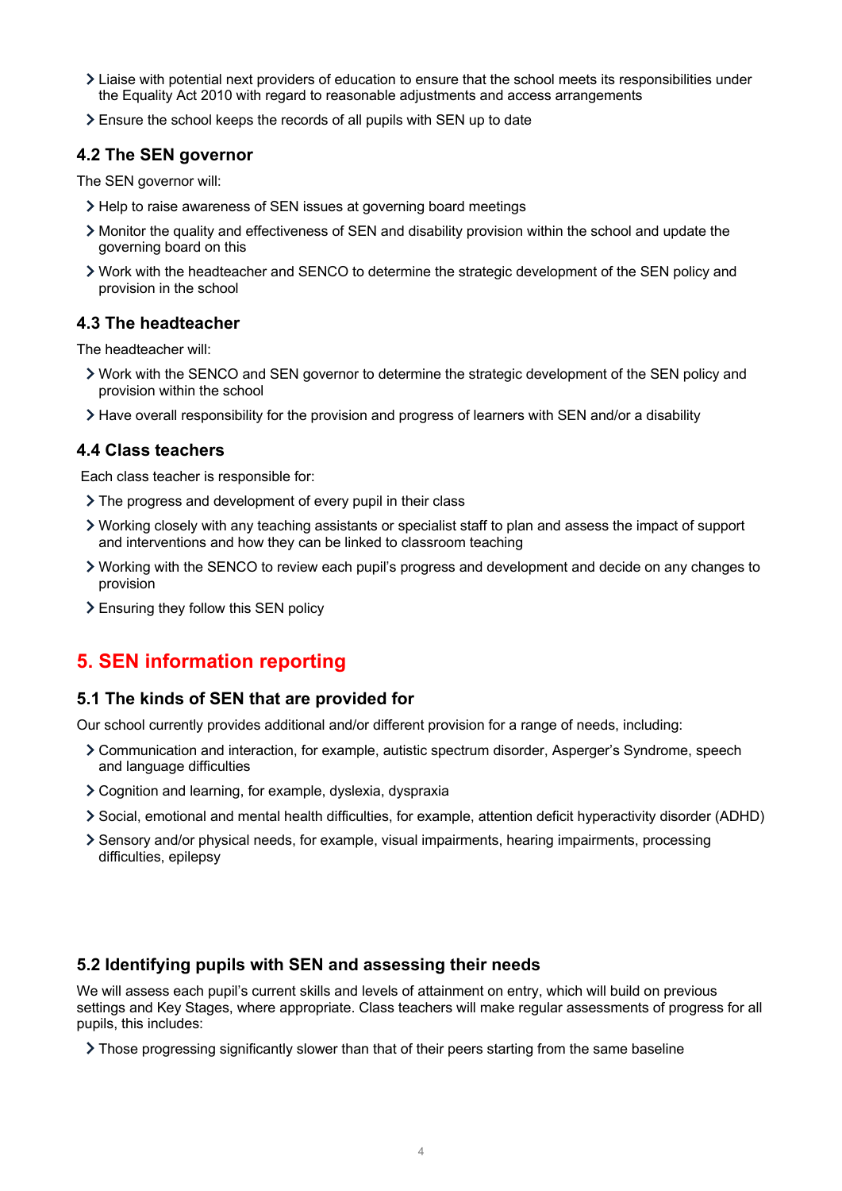- Liaise with potential next providers of education to ensure that the school meets its responsibilities under the Equality Act 2010 with regard to reasonable adjustments and access arrangements
- Ensure the school keeps the records of all pupils with SEN up to date

### 4.2 The SEN governor

The SEN governor will:

- Help to raise awareness of SEN issues at governing board meetings
- Monitor the quality and effectiveness of SEN and disability provision within the school and update the governing board on this
- Work with the headteacher and SENCO to determine the strategic development of the SEN policy and provision in the school

### 4.3 The headteacher

The headteacher will:

- Work with the SENCO and SEN governor to determine the strategic development of the SEN policy and provision within the school
- Have overall responsibility for the provision and progress of learners with SEN and/or a disability

### 4.4 Class teachers

Each class teacher is responsible for:

- The progress and development of every pupil in their class
- Working closely with any teaching assistants or specialist staff to plan and assess the impact of support and interventions and how they can be linked to classroom teaching
- Working with the SENCO to review each pupil's progress and development and decide on any changes to provision
- Ensuring they follow this SEN policy

## 5. SEN information reporting

### 5.1 The kinds of SEN that are provided for

Our school currently provides additional and/or different provision for a range of needs, including:

- Communication and interaction, for example, autistic spectrum disorder, Asperger's Syndrome, speech and language difficulties
- Cognition and learning, for example, dyslexia, dyspraxia
- Social, emotional and mental health difficulties, for example, attention deficit hyperactivity disorder (ADHD)
- Sensory and/or physical needs, for example, visual impairments, hearing impairments, processing difficulties, epilepsy

### 5.2 Identifying pupils with SEN and assessing their needs

We will assess each pupil's current skills and levels of attainment on entry, which will build on previous settings and Key Stages, where appropriate. Class teachers will make regular assessments of progress for all pupils, this includes:

- Those progressing significantly slower than that of their peers starting from the same baseline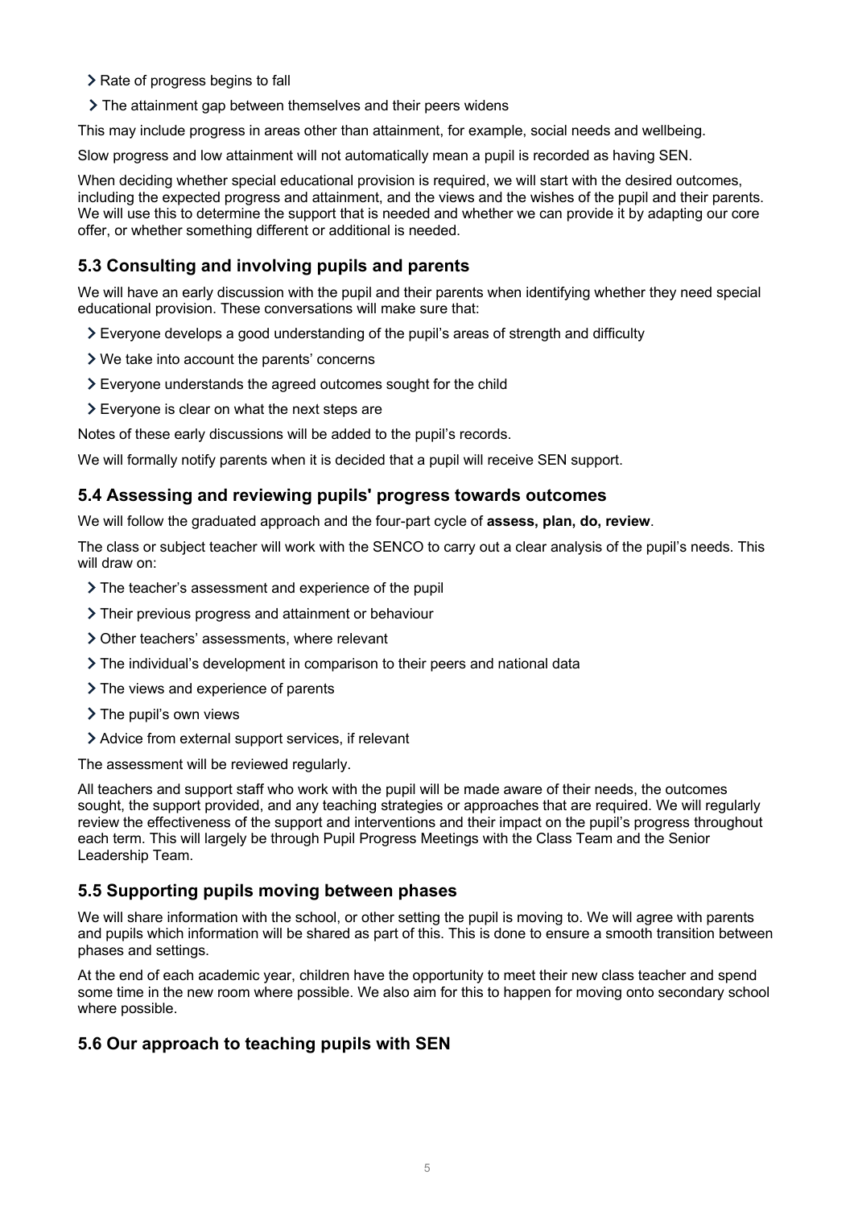- Rate of progress begins to fall
- The attainment gap between themselves and their peers widens

This may include progress in areas other than attainment, for example, social needs and wellbeing.

Slow progress and low attainment will not automatically mean a pupil is recorded as having SEN.

When deciding whether special educational provision is required, we will start with the desired outcomes, including the expected progress and attainment, and the views and the wishes of the pupil and their parents. We will use this to determine the support that is needed and whether we can provide it by adapting our core offer, or whether something different or additional is needed.

### 5.3 Consulting and involving pupils and parents

We will have an early discussion with the pupil and their parents when identifying whether they need special educational provision. These conversations will make sure that:

- Everyone develops a good understanding of the pupil's areas of strength and difficulty
- We take into account the parents' concerns
- Everyone understands the agreed outcomes sought for the child
- Everyone is clear on what the next steps are

Notes of these early discussions will be added to the pupil's records.

We will formally notify parents when it is decided that a pupil will receive SEN support.

### 5.4 Assessing and reviewing pupils' progress towards outcomes

We will follow the graduated approach and the four-part cycle of **assess, plan, do, review**.

The class or subject teacher will work with the SENCO to carry out a clear analysis of the pupil's needs. This will draw on:

- The teacher's assessment and experience of the pupil
- Their previous progress and attainment or behaviour
- Other teachers' assessments, where relevant
- The individual's development in comparison to their peers and national data
- The views and experience of parents
- The pupil's own views
- Advice from external support services, if relevant

The assessment will be reviewed regularly.

All teachers and support staff who work with the pupil will be made aware of their needs, the outcomes sought, the support provided, and any teaching strategies or approaches that are required. We will regularly review the effectiveness of the support and interventions and their impact on the pupil's progress throughout each term. This will largely be through Pupil Progress Meetings with the Class Team and the Senior Leadership Team.

### 5.5 Supporting pupils moving between phases

We will share information with the school, or other setting the pupil is moving to. We will agree with parents and pupils which information will be shared as part of this. This is done to ensure a smooth transition between phases and settings.

At the end of each academic year, children have the opportunity to meet their new class teacher and spend some time in the new room where possible. We also aim for this to happen for moving onto secondary school where possible.

### 5.6 Our approach to teaching pupils with SEN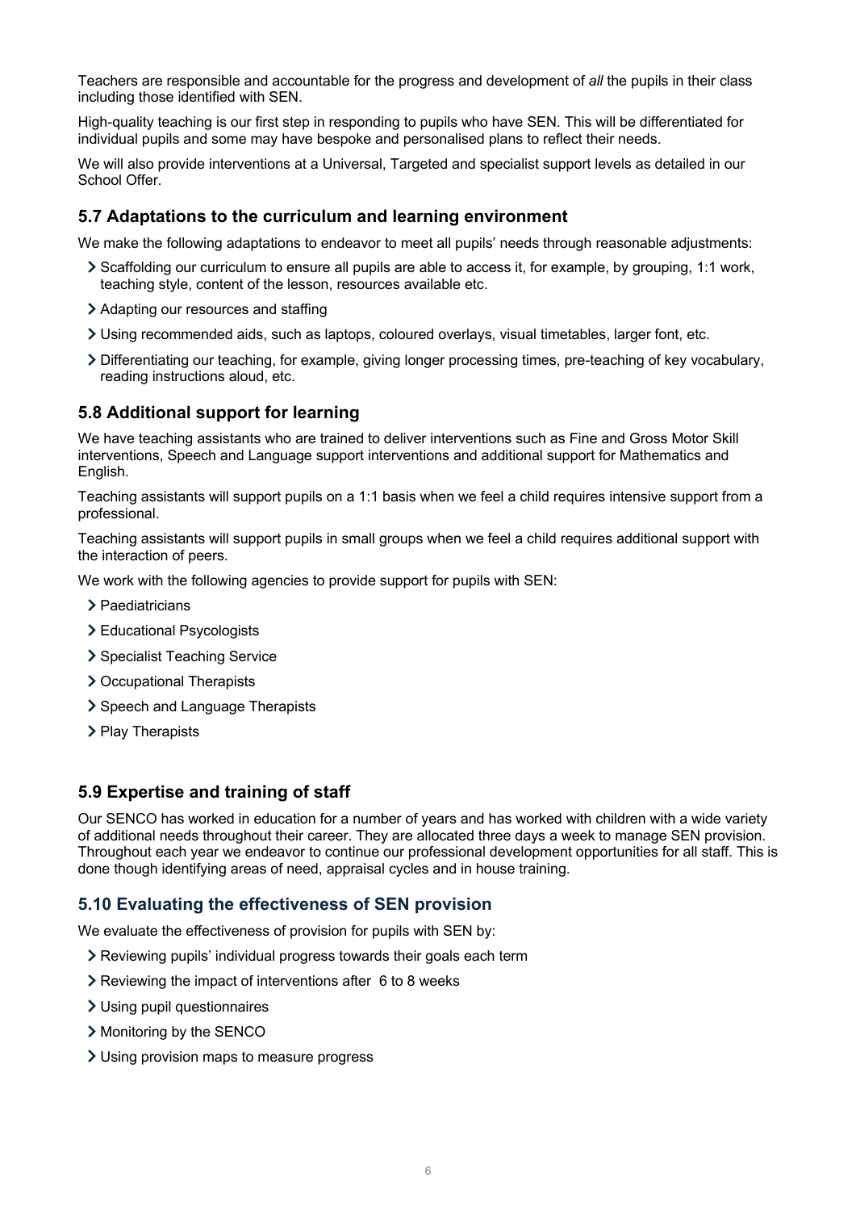Teachers are responsible and accountable for the progress and development of *all* the pupils in their class including those identified with SEN.

High-quality teaching is our first step in responding to pupils who have SEN. This will be differentiated for individual pupils and some may have bespoke and personalised plans to reflect their needs.

We will also provide interventions at a Universal, Targeted and specialist support levels as detailed in our School Offer.

## 5.7 Adaptations to the curriculum and learning environment

We make the following adaptations to endeavor to meet all pupils' needs through reasonable adjustments:

- Scaffolding our curriculum to ensure all pupils are able to access it, for example, by grouping, 1:1 work, teaching style, content of the lesson, resources available etc.
- Adapting our resources and staffing
- Using recommended aids, such as laptops, coloured overlays, visual timetables, larger font, etc.
- Differentiating our teaching, for example, giving longer processing times, pre-teaching of key vocabulary, reading instructions aloud, etc.

## 5.8 Additional support for learning

We have teaching assistants who are trained to deliver interventions such as Fine and Gross Motor Skill interventions, Speech and Language support interventions and additional support for Mathematics and English.

Teaching assistants will support pupils on a 1:1 basis when we feel a child requires intensive support from a professional.

Teaching assistants will support pupils in small groups when we feel a child requires additional support with the interaction of peers.

We work with the following agencies to provide support for pupils with SEN:

- Paediatricians
- Educational Psycologists
- Specialist Teaching Service
- Occupational Therapists
- Speech and Language Therapists
- Play Therapists

## 5.9 Expertise and training of staff

Our SENCO has worked in education for a number of years and has worked with children with a wide variety of additional needs throughout their career. They are allocated three days a week to manage SEN provision. Throughout each year we endeavor to continue our professional development opportunities for all staff. This is done though identifying areas of need, appraisal cycles and in house training.

## 5.10 Evaluating the effectiveness of SEN provision

We evaluate the effectiveness of provision for pupils with SEN by:

- Reviewing pupils' individual progress towards their goals each term
- Reviewing the impact of interventions after 6 to 8 weeks
- Using pupil questionnaires
- Monitoring by the SENCO
- Using provision maps to measure progress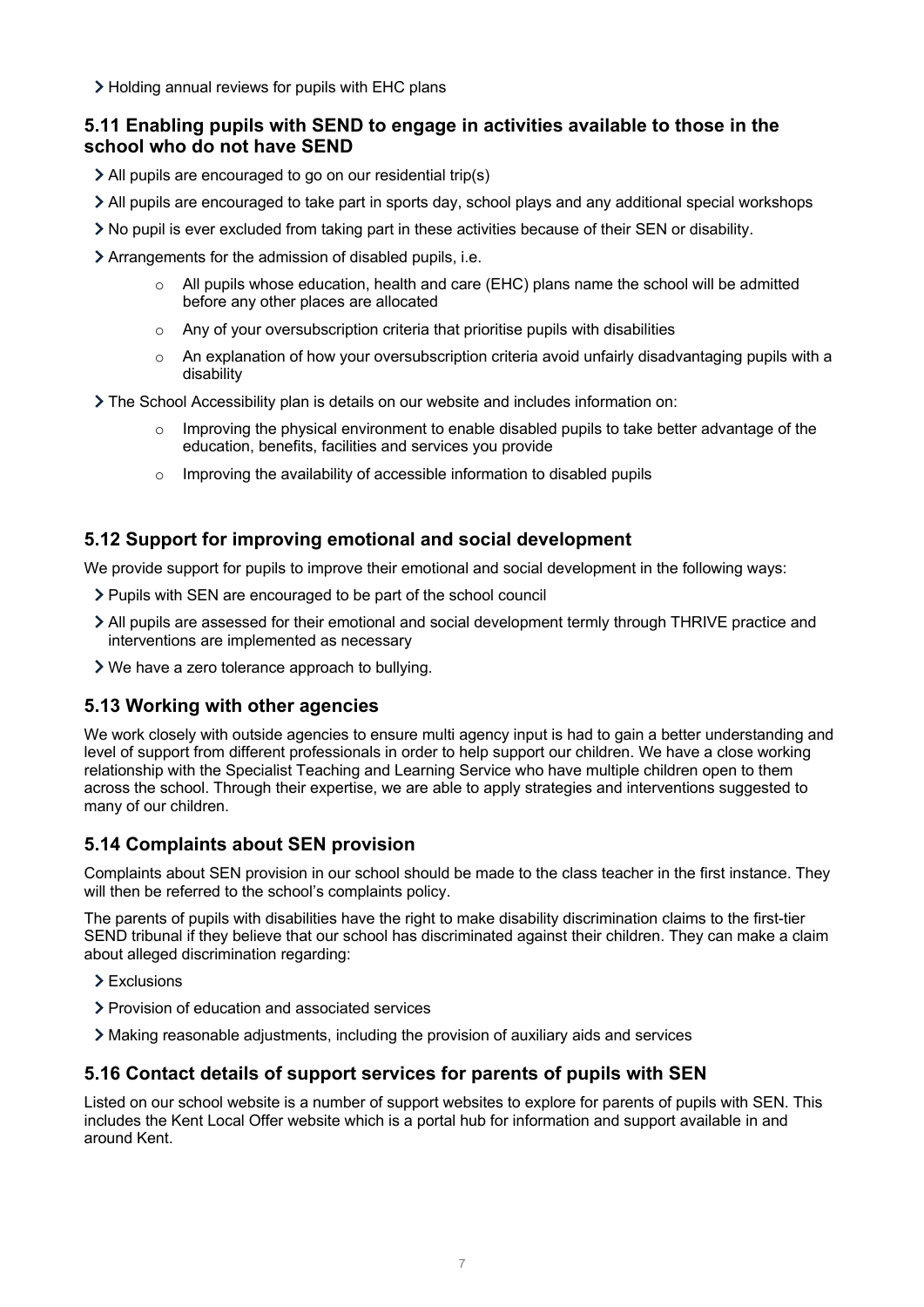- Holding annual reviews for pupils with EHC plans

### 5.11 Enabling pupils with SEND to engage in activities available to those in the school who do not have SEND

- All pupils are encouraged to go on our residential trip(s)
- All pupils are encouraged to take part in sports day, school plays and any additional special workshops
- No pupil is ever excluded from taking part in these activities because of their SEN or disability.
- Arrangements for the admission of disabled pupils, i.e.
  - All pupils whose education, health and care (EHC) plans name the school will be admitted before any other places are allocated
  - Any of your oversubscription criteria that prioritise pupils with disabilities
  - An explanation of how your oversubscription criteria avoid unfairly disadvantaging pupils with a disability
- The School Accessibility plan is details on our website and includes information on:
  - Improving the physical environment to enable disabled pupils to take better advantage of the education, benefits, facilities and services you provide
  - Improving the availability of accessible information to disabled pupils

### 5.12 Support for improving emotional and social development

We provide support for pupils to improve their emotional and social development in the following ways:

- Pupils with SEN are encouraged to be part of the school council
- All pupils are assessed for their emotional and social development termly through THRIVE practice and interventions are implemented as necessary
- We have a zero tolerance approach to bullying.

### 5.13 Working with other agencies

We work closely with outside agencies to ensure multi agency input is had to gain a better understanding and level of support from different professionals in order to help support our children. We have a close working relationship with the Specialist Teaching and Learning Service who have multiple children open to them across the school. Through their expertise, we are able to apply strategies and interventions suggested to many of our children.

### 5.14 Complaints about SEN provision

Complaints about SEN provision in our school should be made to the class teacher in the first instance. They will then be referred to the school's complaints policy.

The parents of pupils with disabilities have the right to make disability discrimination claims to the first-tier SEND tribunal if they believe that our school has discriminated against their children. They can make a claim about alleged discrimination regarding:

- Exclusions
- Provision of education and associated services
- Making reasonable adjustments, including the provision of auxiliary aids and services

### 5.16 Contact details of support services for parents of pupils with SEN

Listed on our school website is a number of support websites to explore for parents of pupils with SEN. This includes the Kent Local Offer website which is a portal hub for information and support available in and around Kent.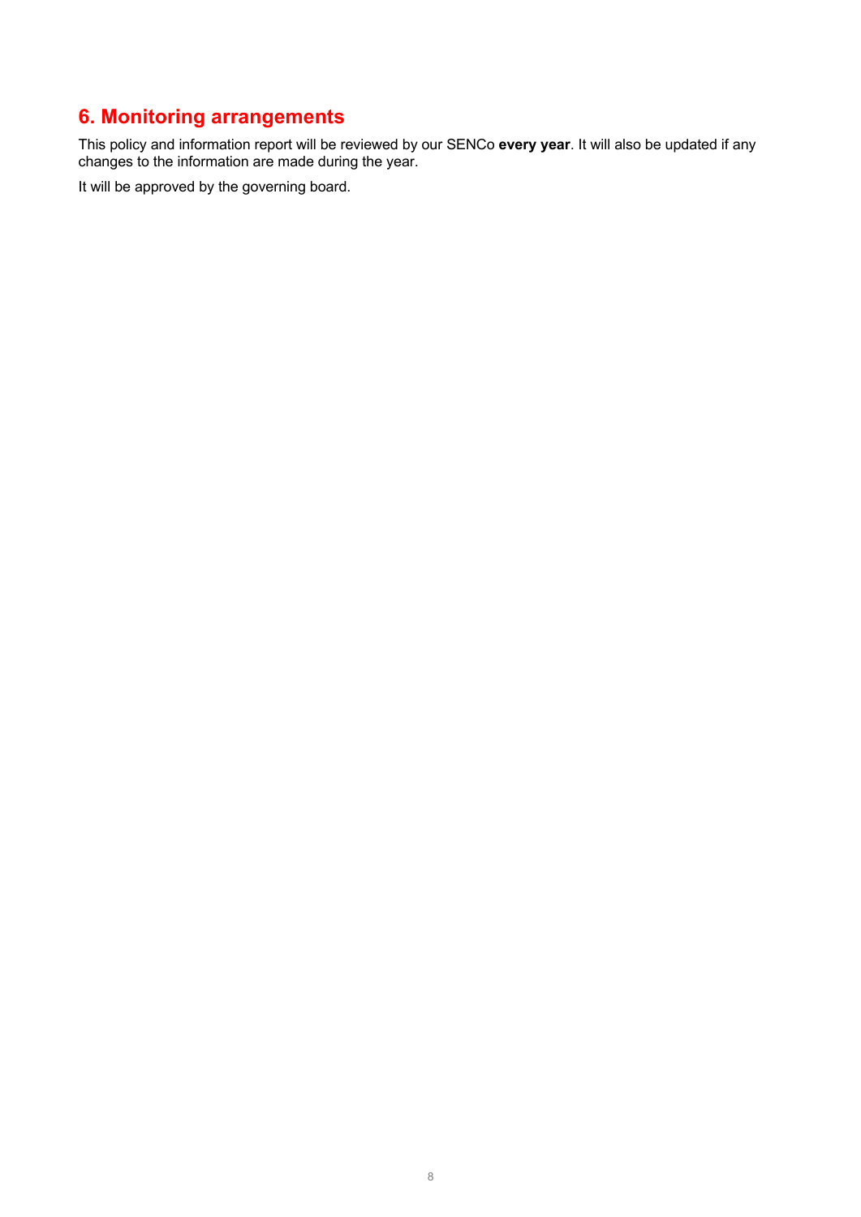## 6. Monitoring arrangements

This policy and information report will be reviewed by our SENCo **every year**. It will also be updated if any changes to the information are made during the year.

It will be approved by the governing board.